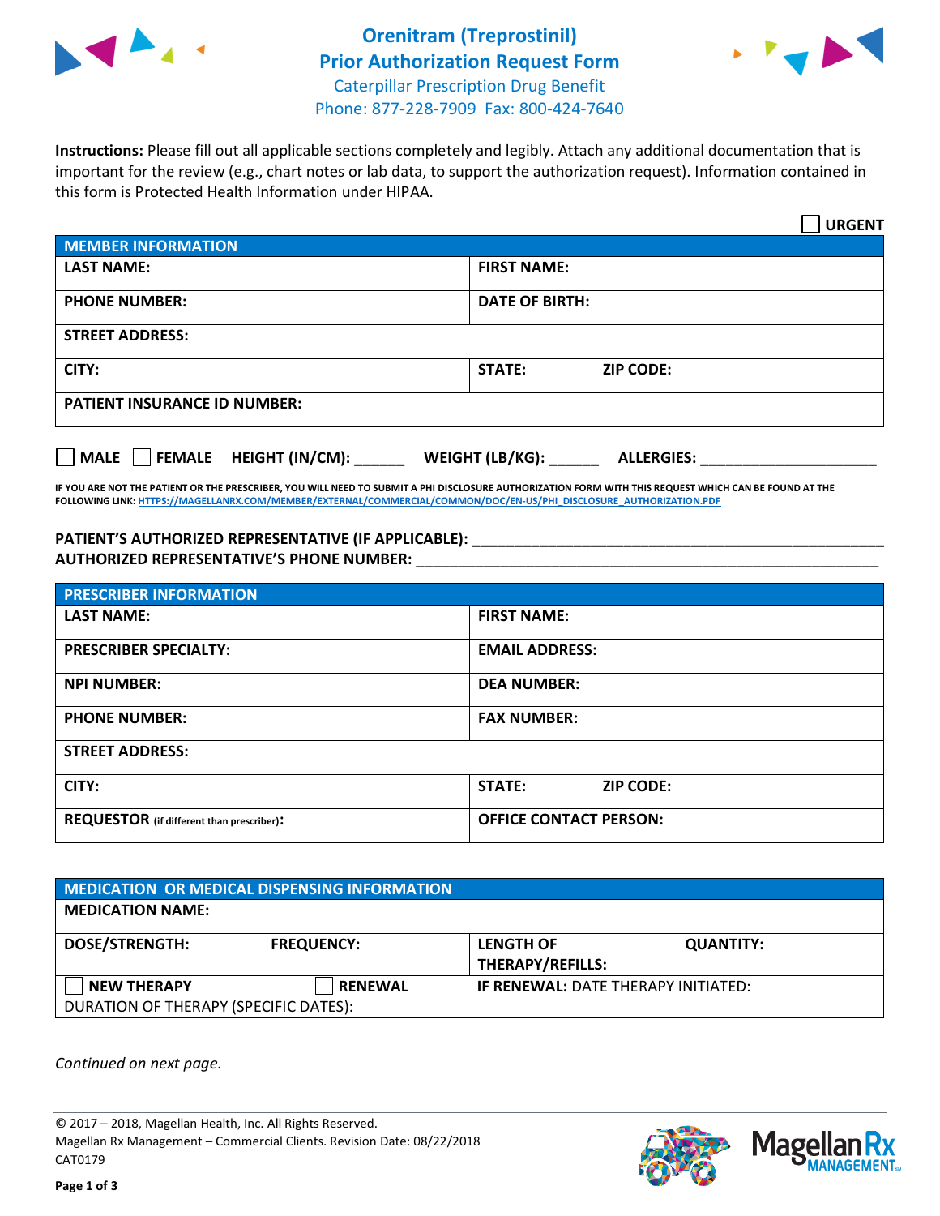# Orenitram (Treprostinil) Prior Authorization Request Form

Caterpillar Prescription Drug Benefit
Phone: 877-228-7909 Fax: 800-424-7640

**Instructions:** Please fill out all applicable sections completely and legibly. Attach any additional documentation that is important for the review (e.g., chart notes or lab data, to support the authorization request). Information contained in this form is Protected Health Information under HIPAA.

☐ **URGENT**

| **MEMBER INFORMATION** | | |
|---|---|---|
| **LAST NAME:** | **FIRST NAME:** | |
| **PHONE NUMBER:** | **DATE OF BIRTH:** | |
| **STREET ADDRESS:** | | |
| **CITY:** | **STATE:** | **ZIP CODE:** |
| **PATIENT INSURANCE ID NUMBER:** | | |

☐ **MALE** ☐ **FEMALE** **HEIGHT (IN/CM):** ______ **WEIGHT (LB/KG):** ______ **ALLERGIES:** ____________________

**IF YOU ARE NOT THE PATIENT OR THE PRESCRIBER, YOU WILL NEED TO SUBMIT A PHI DISCLOSURE AUTHORIZATION FORM WITH THIS REQUEST WHICH CAN BE FOUND AT THE FOLLOWING LINK: HTTPS://MAGELLANRX.COM/MEMBER/EXTERNAL/COMMERCIAL/COMMON/DOC/EN-US/PHI_DISCLOSURE_AUTHORIZATION.PDF**

**PATIENT'S AUTHORIZED REPRESENTATIVE (IF APPLICABLE):** ____________________________________________
**AUTHORIZED REPRESENTATIVE'S PHONE NUMBER:** ____________________________________________

| **PRESCRIBER INFORMATION** | | |
|---|---|---|
| **LAST NAME:** | **FIRST NAME:** | |
| **PRESCRIBER SPECIALTY:** | **EMAIL ADDRESS:** | |
| **NPI NUMBER:** | **DEA NUMBER:** | |
| **PHONE NUMBER:** | **FAX NUMBER:** | |
| **STREET ADDRESS:** | | |
| **CITY:** | **STATE:** | **ZIP CODE:** |
| **REQUESTOR** (if different than prescriber): | **OFFICE CONTACT PERSON:** | |

| **MEDICATION OR MEDICAL DISPENSING INFORMATION** | | | |
|---|---|---|---|
| **MEDICATION NAME:** | | | |
| **DOSE/STRENGTH:** | **FREQUENCY:** | **LENGTH OF THERAPY/REFILLS:** | **QUANTITY:** |
| ☐ **NEW THERAPY** | ☐ **RENEWAL** | **IF RENEWAL:** DATE THERAPY INITIATED: | |
| DURATION OF THERAPY (SPECIFIC DATES): | | | |

*Continued on next page.*

© 2017 – 2018, Magellan Health, Inc. All Rights Reserved.
Magellan Rx Management – Commercial Clients. Revision Date: 08/22/2018
CAT0179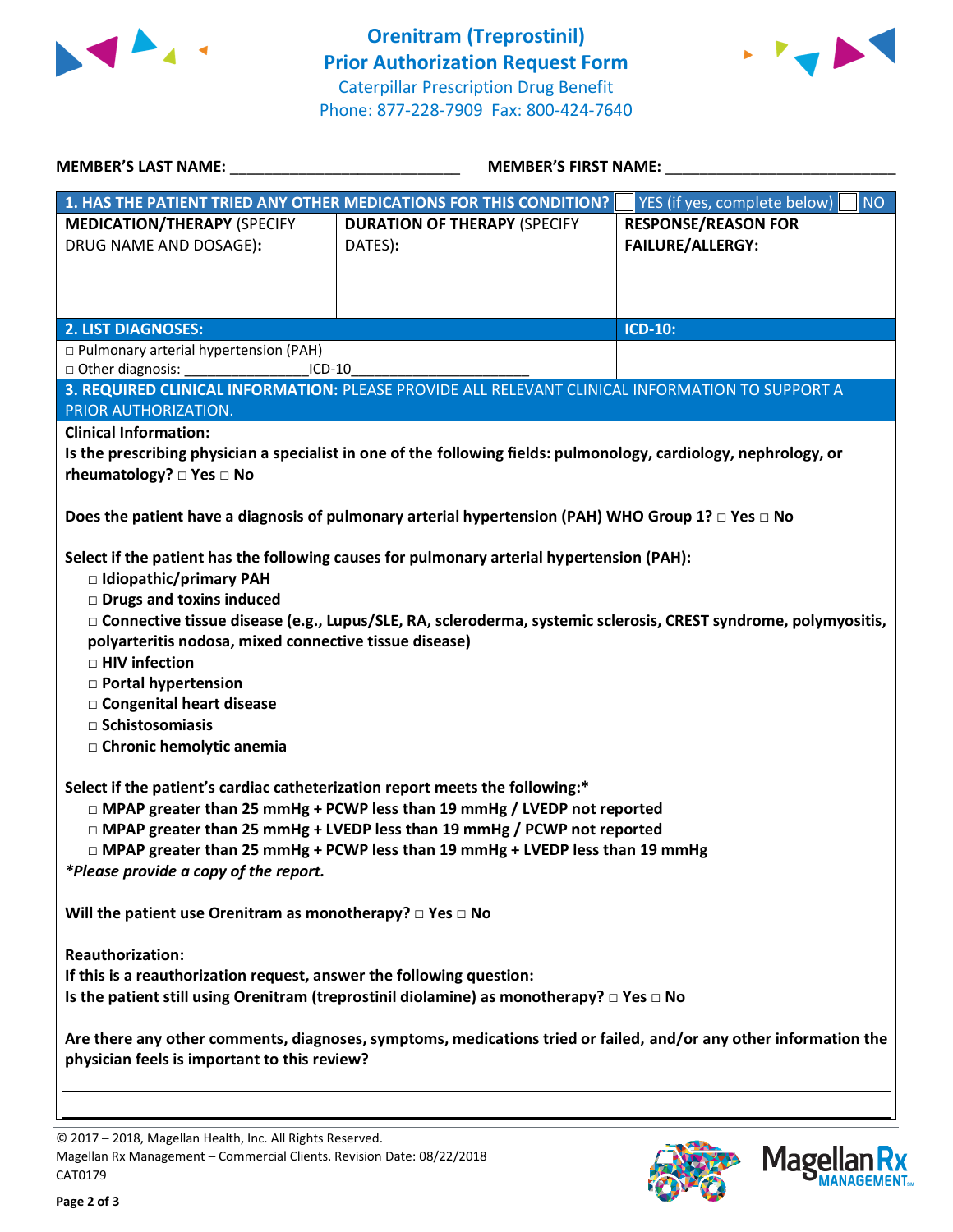# Orenitram (Treprostinil) Prior Authorization Request Form

Caterpillar Prescription Drug Benefit
Phone: 877-228-7909 Fax: 800-424-7640

**MEMBER'S LAST NAME:** ___________________________ **MEMBER'S FIRST NAME:** ___________________________

| **1. HAS THE PATIENT TRIED ANY OTHER MEDICATIONS FOR THIS CONDITION?** | | ☐ YES (if yes, complete below) ☐ NO |
|---|---|---|
| **MEDICATION/THERAPY** (SPECIFY DRUG NAME AND DOSAGE): | **DURATION OF THERAPY** (SPECIFY DATES): | **RESPONSE/REASON FOR FAILURE/ALLERGY:** |
| | | |

| **2. LIST DIAGNOSES:** | **ICD-10:** |
|---|---|
| □ Pulmonary arterial hypertension (PAH)<br>□ Other diagnosis: _______________ICD-10_____________________ | |

**3. REQUIRED CLINICAL INFORMATION:** PLEASE PROVIDE ALL RELEVANT CLINICAL INFORMATION TO SUPPORT A PRIOR AUTHORIZATION.

**Clinical Information:**

**Is the prescribing physician a specialist in one of the following fields: pulmonology, cardiology, nephrology, or rheumatology? □ Yes □ No**

**Does the patient have a diagnosis of pulmonary arterial hypertension (PAH) WHO Group 1? □ Yes □ No**

**Select if the patient has the following causes for pulmonary arterial hypertension (PAH):**

- **□ Idiopathic/primary PAH**
- **□ Drugs and toxins induced**
- **□ Connective tissue disease (e.g., Lupus/SLE, RA, scleroderma, systemic sclerosis, CREST syndrome, polymyositis, polyarteritis nodosa, mixed connective tissue disease)**
- **□ HIV infection**
- **□ Portal hypertension**
- **□ Congenital heart disease**
- **□ Schistosomiasis**
- **□ Chronic hemolytic anemia**

**Select if the patient's cardiac catheterization report meets the following:***

- **□ MPAP greater than 25 mmHg + PCWP less than 19 mmHg / LVEDP not reported**
- **□ MPAP greater than 25 mmHg + LVEDP less than 19 mmHg / PCWP not reported**
- **□ MPAP greater than 25 mmHg + PCWP less than 19 mmHg + LVEDP less than 19 mmHg**

***Please provide a copy of the report.***

**Will the patient use Orenitram as monotherapy? □ Yes □ No**

**Reauthorization:**
**If this is a reauthorization request, answer the following question:**
**Is the patient still using Orenitram (treprostinil diolamine) as monotherapy? □ Yes □ No**

**Are there any other comments, diagnoses, symptoms, medications tried or failed, and/or any other information the physician feels is important to this review?**

_______________________________________________________________________________

_______________________________________________________________________________

© 2017 – 2018, Magellan Health, Inc. All Rights Reserved.
Magellan Rx Management – Commercial Clients. Revision Date: 08/22/2018
CAT0179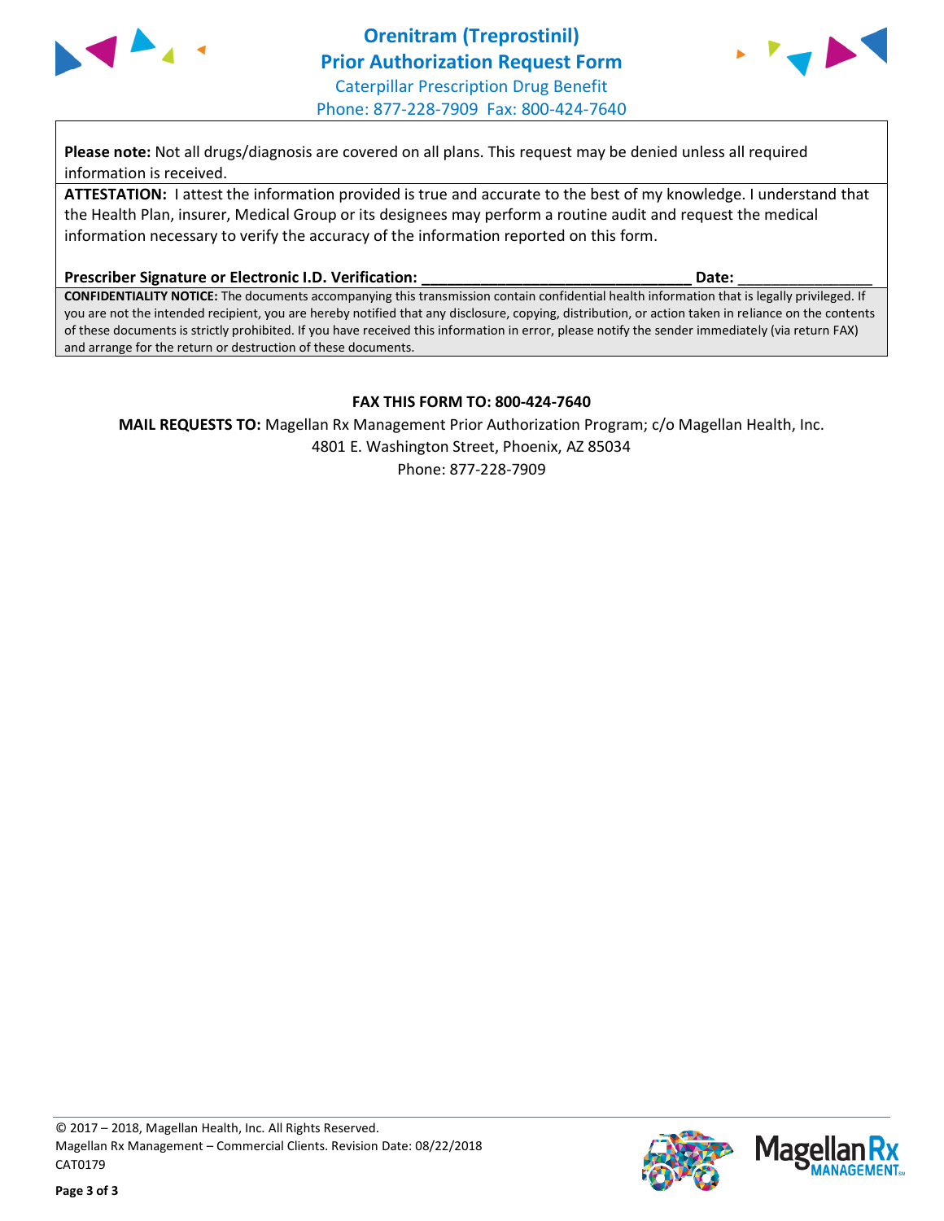# Orenitram (Treprostinil)
## Prior Authorization Request Form

Caterpillar Prescription Drug Benefit

Phone: 877-228-7909 Fax: 800-424-7640

**Please note:** Not all drugs/diagnosis are covered on all plans. This request may be denied unless all required information is received.

**ATTESTATION:** I attest the information provided is true and accurate to the best of my knowledge. I understand that the Health Plan, insurer, Medical Group or its designees may perform a routine audit and request the medical information necessary to verify the accuracy of the information reported on this form.

**Prescriber Signature or Electronic I.D. Verification:** ______________________________ **Date:** _______________

**CONFIDENTIALITY NOTICE:** The documents accompanying this transmission contain confidential health information that is legally privileged. If you are not the intended recipient, you are hereby notified that any disclosure, copying, distribution, or action taken in reliance on the contents of these documents is strictly prohibited. If you have received this information in error, please notify the sender immediately (via return FAX) and arrange for the return or destruction of these documents.

**FAX THIS FORM TO: 800-424-7640**

**MAIL REQUESTS TO:** Magellan Rx Management Prior Authorization Program; c/o Magellan Health, Inc.
4801 E. Washington Street, Phoenix, AZ 85034
Phone: 877-228-7909

© 2017 – 2018, Magellan Health, Inc. All Rights Reserved.
Magellan Rx Management – Commercial Clients. Revision Date: 08/22/2018
CAT0179